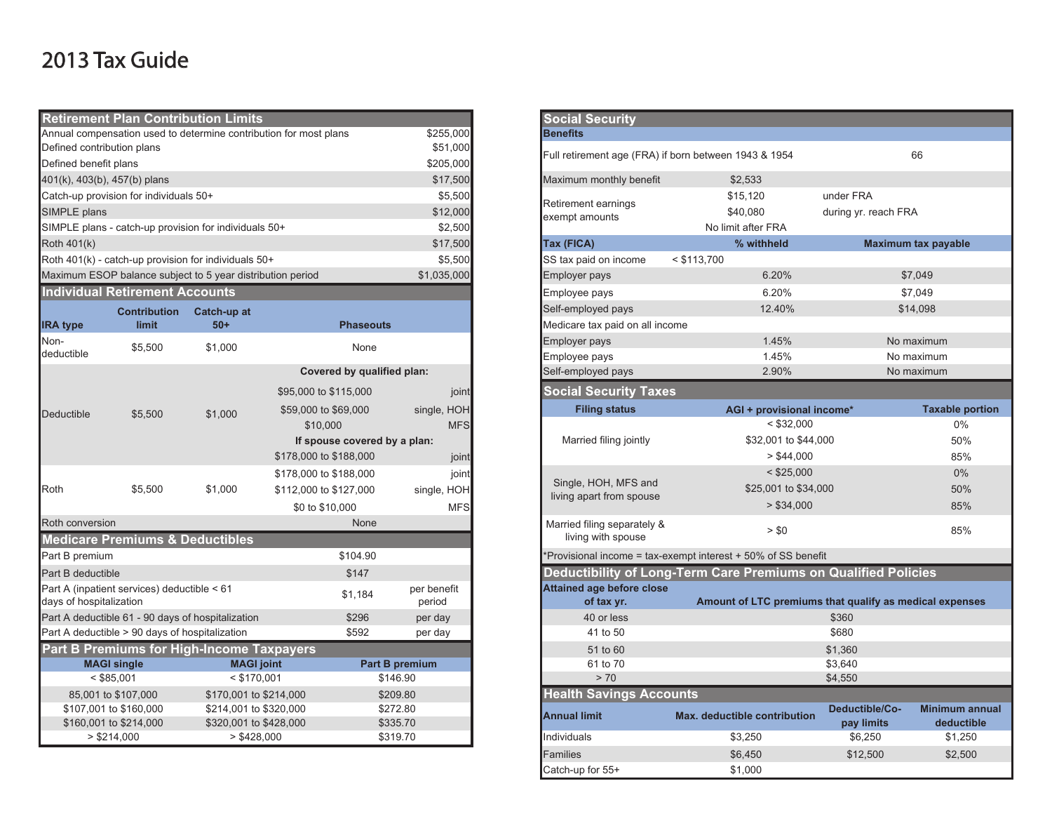# 2013 Tax Guide

## Retirement Plan Contribution Limits

| Item | Amount |
|---|---|
| Annual compensation used to determine contribution for most plans | $255,000 |
| Defined contribution plans | $51,000 |
| Defined benefit plans | $205,000 |
| 401(k), 403(b), 457(b) plans | $17,500 |
| Catch-up provision for individuals 50+ | $5,500 |
| SIMPLE plans | $12,000 |
| SIMPLE plans - catch-up provision for individuals 50+ | $2,500 |
| Roth 401(k) | $17,500 |
| Roth 401(k) - catch-up provision for individuals 50+ | $5,500 |
| Maximum ESOP balance subject to 5 year distribution period | $1,035,000 |

## Individual Retirement Accounts

| IRA type | Contribution limit | Catch-up at 50+ | Phaseouts | |
|---|---|---|---|---|
| Non-deductible | $5,500 | $1,000 | None | |
| | | | **Covered by qualified plan:** | |
| Deductible | $5,500 | $1,000 | $95,000 to $115,000 | joint |
| | | | $59,000 to $69,000 | single, HOH |
| | | | $10,000 | MFS |
| | | | **If spouse covered by a plan:** | |
| | | | $178,000 to $188,000 | joint |
| Roth | $5,500 | $1,000 | $178,000 to $188,000 | joint |
| | | | $112,000 to $127,000 | single, HOH |
| | | | $0 to $10,000 | MFS |
| Roth conversion | | | None | |

## Medicare Premiums & Deductibles

| Item | Amount | |
|---|---|---|
| Part B premium | $104.90 | |
| Part B deductible | $147 | |
| Part A (inpatient services) deductible < 61 days of hospitalization | $1,184 | per benefit period |
| Part A deductible 61 - 90 days of hospitalization | $296 | per day |
| Part A deductible > 90 days of hospitalization | $592 | per day |

## Part B Premiums for High-Income Taxpayers

| MAGI single | MAGI joint | Part B premium |
|---|---|---|
| < $85,001 | < $170,001 | $146.90 |
| 85,001 to $107,000 | $170,001 to $214,000 | $209.80 |
| $107,001 to $160,000 | $214,001 to $320,000 | $272.80 |
| $160,001 to $214,000 | $320,001 to $428,000 | $335.70 |
| > $214,000 | > $428,000 | $319.70 |

## Social Security

| **Benefits** | | |
|---|---|---|
| Full retirement age (FRA) if born between 1943 & 1954 | | 66 |
| Maximum monthly benefit | $2,533 | |
| Retirement earnings exempt amounts | $15,120 | under FRA |
| | $40,080 | during yr. reach FRA |
| | No limit after FRA | |

| Tax (FICA) | | % withheld | Maximum tax payable |
|---|---|---|---|
| SS tax paid on income | < $113,700 | | |
| Employer pays | | 6.20% | $7,049 |
| Employee pays | | 6.20% | $7,049 |
| Self-employed pays | | 12.40% | $14,098 |
| Medicare tax paid on all income | | | |
| Employer pays | | 1.45% | No maximum |
| Employee pays | | 1.45% | No maximum |
| Self-employed pays | | 2.90% | No maximum |

## Social Security Taxes

| Filing status | AGI + provisional income* | Taxable portion |
|---|---|---|
| Married filing jointly | < $32,000 | 0% |
| | $32,001 to $44,000 | 50% |
| | > $44,000 | 85% |
| Single, HOH, MFS and living apart from spouse | < $25,000 | 0% |
| | $25,001 to $34,000 | 50% |
| | > $34,000 | 85% |
| Married filing separately & living with spouse | > $0 | 85% |

*Provisional income = tax-exempt interest + 50% of SS benefit

## Deductibility of Long-Term Care Premiums on Qualified Policies

| Attained age before close of tax yr. | Amount of LTC premiums that qualify as medical expenses |
|---|---|
| 40 or less | $360 |
| 41 to 50 | $680 |
| 51 to 60 | $1,360 |
| 61 to 70 | $3,640 |
| > 70 | $4,550 |

## Health Savings Accounts

| Annual limit | Max. deductible contribution | Deductible/Co-pay limits | Minimum annual deductible |
|---|---|---|---|
| Individuals | $3,250 | $6,250 | $1,250 |
| Families | $6,450 | $12,500 | $2,500 |
| Catch-up for 55+ | $1,000 | | |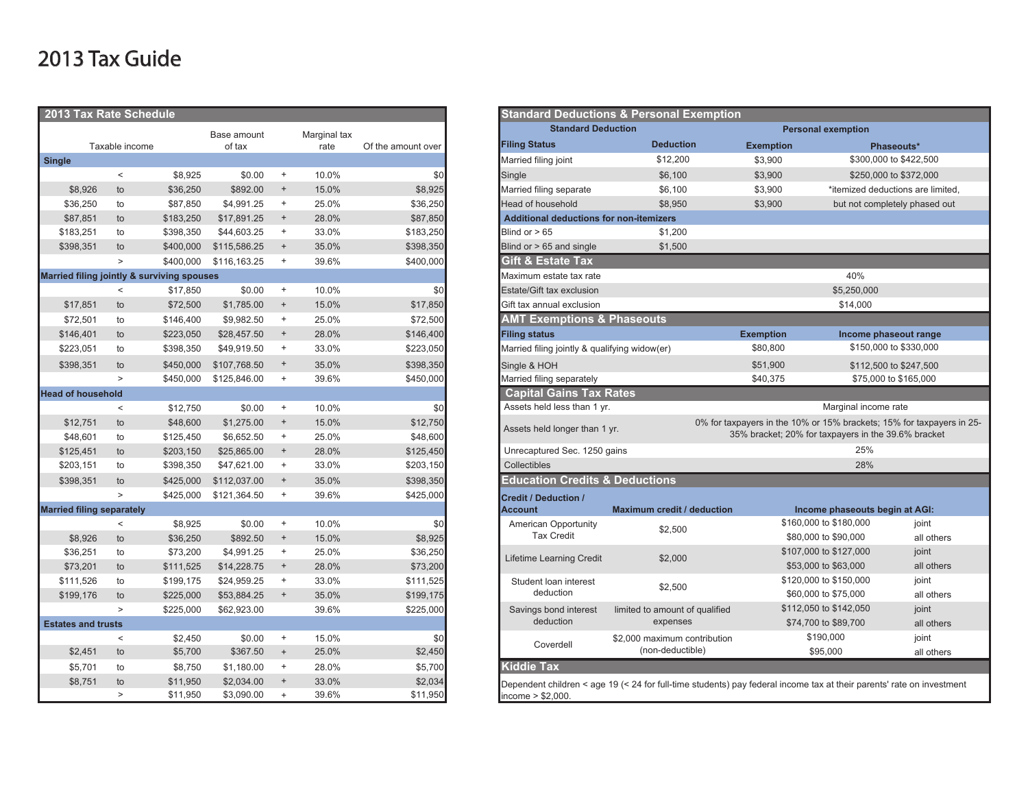# 2013 Tax Guide

## 2013 Tax Rate Schedule

| Taxable income | | | Base amount of tax | | Marginal tax rate | Of the amount over |
|---|---|---|---|---|---|---|
| **Single** | | | | | | |
| | < | $8,925 | $0.00 | + | 10.0% | $0 |
| $8,926 | to | $36,250 | $892.00 | + | 15.0% | $8,925 |
| $36,250 | to | $87,850 | $4,991.25 | + | 25.0% | $36,250 |
| $87,851 | to | $183,250 | $17,891.25 | + | 28.0% | $87,850 |
| $183,251 | to | $398,350 | $44,603.25 | + | 33.0% | $183,250 |
| $398,351 | to | $400,000 | $115,586.25 | + | 35.0% | $398,350 |
| | > | $400,000 | $116,163.25 | + | 39.6% | $400,000 |
| **Married filing jointly & surviving spouses** | | | | | | |
| | < | $17,850 | $0.00 | + | 10.0% | $0 |
| $17,851 | to | $72,500 | $1,785.00 | + | 15.0% | $17,850 |
| $72,501 | to | $146,400 | $9,982.50 | + | 25.0% | $72,500 |
| $146,401 | to | $223,050 | $28,457.50 | + | 28.0% | $146,400 |
| $223,051 | to | $398,350 | $49,919.50 | + | 33.0% | $223,050 |
| $398,351 | to | $450,000 | $107,768.50 | + | 35.0% | $398,350 |
| | > | $450,000 | $125,846.00 | + | 39.6% | $450,000 |
| **Head of household** | | | | | | |
| | < | $12,750 | $0.00 | + | 10.0% | $0 |
| $12,751 | to | $48,600 | $1,275.00 | + | 15.0% | $12,750 |
| $48,601 | to | $125,450 | $6,652.50 | + | 25.0% | $48,600 |
| $125,451 | to | $203,150 | $25,865.00 | + | 28.0% | $125,450 |
| $203,151 | to | $398,350 | $47,621.00 | + | 33.0% | $203,150 |
| $398,351 | to | $425,000 | $112,037.00 | + | 35.0% | $398,350 |
| | > | $425,000 | $121,364.50 | + | 39.6% | $425,000 |
| **Married filing separately** | | | | | | |
| | < | $8,925 | $0.00 | + | 10.0% | $0 |
| $8,926 | to | $36,250 | $892.50 | + | 15.0% | $8,925 |
| $36,251 | to | $73,200 | $4,991.25 | + | 25.0% | $36,250 |
| $73,201 | to | $111,525 | $14,228.75 | + | 28.0% | $73,200 |
| $111,526 | to | $199,175 | $24,959.25 | + | 33.0% | $111,525 |
| $199,176 | to | $225,000 | $53,884.25 | + | 35.0% | $199,175 |
| | > | $225,000 | $62,923.00 | | 39.6% | $225,000 |
| **Estates and trusts** | | | | | | |
| | < | $2,450 | $0.00 | + | 15.0% | $0 |
| $2,451 | to | $5,700 | $367.50 | + | 25.0% | $2,450 |
| $5,701 | to | $8,750 | $1,180.00 | + | 28.0% | $5,700 |
| $8,751 | to | $11,950 | $2,034.00 | + | 33.0% | $2,034 |
| | > | $11,950 | $3,090.00 | + | 39.6% | $11,950 |

## Standard Deductions & Personal Exemption

| Standard Deduction | | Personal exemption | |
|---|---|---|---|
| **Filing Status** | **Deduction** | **Exemption** | **Phaseouts*** |
| Married filing joint | $12,200 | $3,900 | $300,000 to $422,500 |
| Single | $6,100 | $3,900 | $250,000 to $372,000 |
| Married filing separate | $6,100 | $3,900 | *itemized deductions are limited, |
| Head of household | $8,950 | $3,900 | but not completely phased out |
| **Additional deductions for non-itemizers** | | | |
| Blind or > 65 | $1,200 | | |
| Blind or > 65 and single | $1,500 | | |

## Gift & Estate Tax

| | |
|---|---|
| Maximum estate tax rate | 40% |
| Estate/Gift tax exclusion | $5,250,000 |
| Gift tax annual exclusion | $14,000 |

## AMT Exemptions & Phaseouts

| Filing status | Exemption | Income phaseout range |
|---|---|---|
| Married filing jointly & qualifying widow(er) | $80,800 | $150,000 to $330,000 |
| Single & HOH | $51,900 | $112,500 to $247,500 |
| Married filing separately | $40,375 | $75,000 to $165,000 |

## Capital Gains Tax Rates

| | |
|---|---|
| Assets held less than 1 yr. | Marginal income rate |
| Assets held longer than 1 yr. | 0% for taxpayers in the 10% or 15% brackets; 15% for taxpayers in 25-35% bracket; 20% for taxpayers in the 39.6% bracket |
| Unrecaptured Sec. 1250 gains | 25% |
| Collectibles | 28% |

## Education Credits & Deductions

| Credit / Deduction / Account | Maximum credit / deduction | Income phaseouts begin at AGI: | |
|---|---|---|---|
| American Opportunity Tax Credit | $2,500 | $160,000 to $180,000 | joint |
| | | $80,000 to $90,000 | all others |
| Lifetime Learning Credit | $2,000 | $107,000 to $127,000 | joint |
| | | $53,000 to $63,000 | all others |
| Student loan interest deduction | $2,500 | $120,000 to $150,000 | joint |
| | | $60,000 to $75,000 | all others |
| Savings bond interest deduction | limited to amount of qualified expenses | $112,050 to $142,050 | joint |
| | | $74,700 to $89,700 | all others |
| Coverdell | $2,000 maximum contribution (non-deductible) | $190,000 | joint |
| | | $95,000 | all others |

## Kiddie Tax

Dependent children < age 19 (< 24 for full-time students) pay federal income tax at their parents' rate on investment income > $2,000.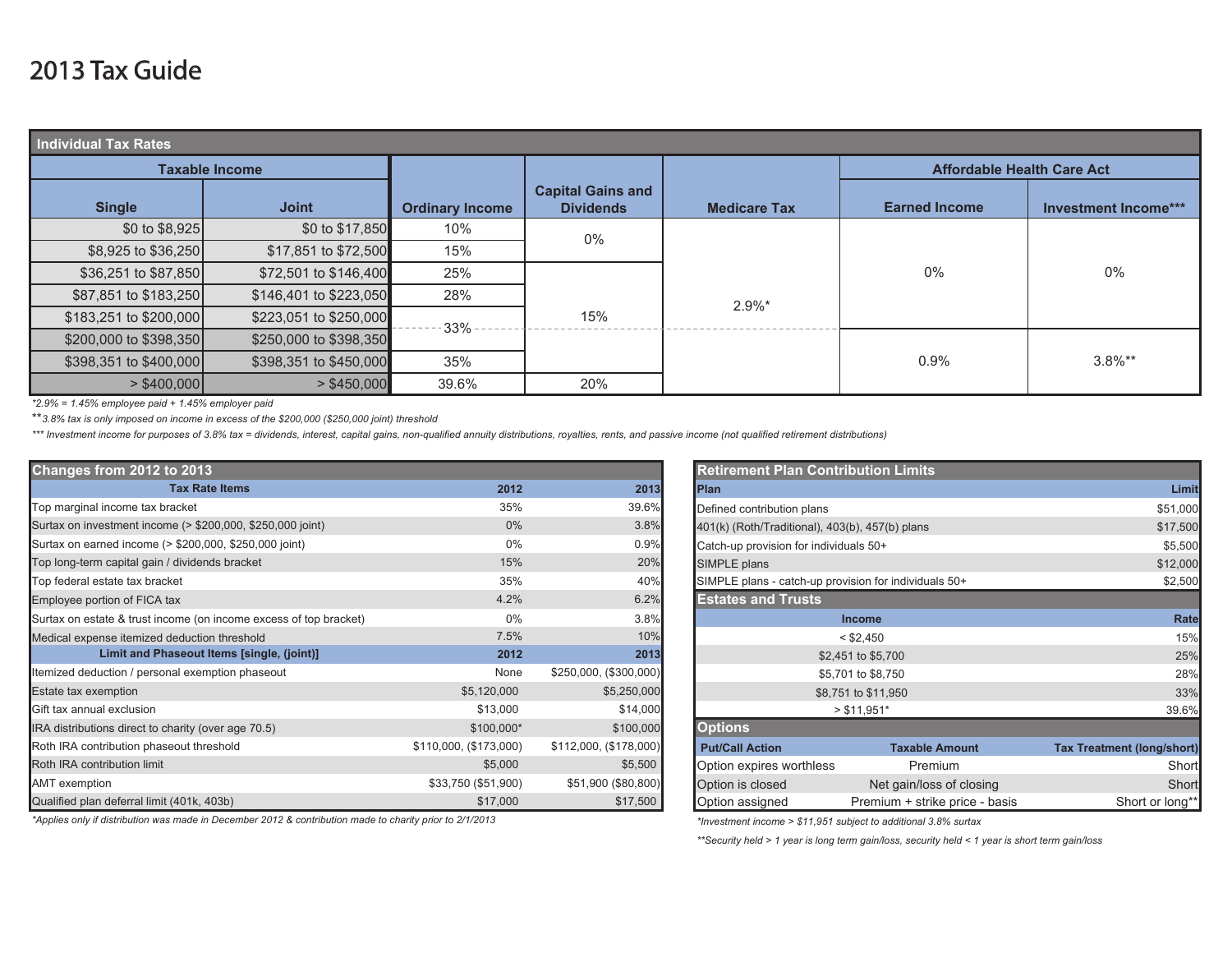# 2013 Tax Guide

## Individual Tax Rates

| Taxable Income | | Ordinary Income | Capital Gains and Dividends | Medicare Tax | Affordable Health Care Act | |
|---|---|---|---|---|---|---|
| Single | Joint | | | | Earned Income | Investment Income*** |
| $0 to $8,925 | $0 to $17,850 | 10% | 0% | 2.9%* | 0% | 0% |
| $8,925 to $36,250 | $17,851 to $72,500 | 15% | 0% | 2.9%* | 0% | 0% |
| $36,251 to $87,850 | $72,501 to $146,400 | 25% | 15% | 2.9%* | 0% | 0% |
| $87,851 to $183,250 | $146,401 to $223,050 | 28% | 15% | 2.9%* | 0% | 0% |
| $183,251 to $200,000 | $223,051 to $250,000 | 33% | 15% | 2.9%* | 0% | 0% |
| $200,000 to $398,350 | $250,000 to $398,350 | 33% | 15% | 2.9%* | 0.9% | 3.8%** |
| $398,351 to $400,000 | $398,351 to $450,000 | 35% | 15% | 2.9%* | 0.9% | 3.8%** |
| > $400,000 | > $450,000 | 39.6% | 20% | 2.9%* | 0.9% | 3.8%** |

*2.9% = 1.45% employee paid + 1.45% employer paid*

**3.8% tax is only imposed on income in excess of the $200,000 ($250,000 joint) threshold*

*** Investment income for purposes of 3.8% tax = dividends, interest, capital gains, non-qualified annuity distributions, royalties, rents, and passive income (not qualified retirement distributions)*

## Changes from 2012 to 2013

| Tax Rate Items | 2012 | 2013 |
|---|---|---|
| Top marginal income tax bracket | 35% | 39.6% |
| Surtax on investment income (> $200,000, $250,000 joint) | 0% | 3.8% |
| Surtax on earned income (> $200,000, $250,000 joint) | 0% | 0.9% |
| Top long-term capital gain / dividends bracket | 15% | 20% |
| Top federal estate tax bracket | 35% | 40% |
| Employee portion of FICA tax | 4.2% | 6.2% |
| Surtax on estate & trust income (on income excess of top bracket) | 0% | 3.8% |
| Medical expense itemized deduction threshold | 7.5% | 10% |
| **Limit and Phaseout Items [single, (joint)]** | **2012** | **2013** |
| Itemized deduction / personal exemption phaseout | None | $250,000, ($300,000) |
| Estate tax exemption | $5,120,000 | $5,250,000 |
| Gift tax annual exclusion | $13,000 | $14,000 |
| IRA distributions direct to charity (over age 70.5) | $100,000* | $100,000 |
| Roth IRA contribution phaseout threshold | $110,000, ($173,000) | $112,000, ($178,000) |
| Roth IRA contribution limit | $5,000 | $5,500 |
| AMT exemption | $33,750 ($51,900) | $51,900 ($80,800) |
| Qualified plan deferral limit (401k, 403b) | $17,000 | $17,500 |

*Applies only if distribution was made in December 2012 & contribution made to charity prior to 2/1/2013*

## Retirement Plan Contribution Limits

| Plan | Limit |
|---|---|
| Defined contribution plans | $51,000 |
| 401(k) (Roth/Traditional), 403(b), 457(b) plans | $17,500 |
| Catch-up provision for individuals 50+ | $5,500 |
| SIMPLE plans | $12,000 |
| SIMPLE plans - catch-up provision for individuals 50+ | $2,500 |

## Estates and Trusts

| Income | Rate |
|---|---|
| < $2,450 | 15% |
| $2,451 to $5,700 | 25% |
| $5,701 to $8,750 | 28% |
| $8,751 to $11,950 | 33% |
| > $11,951* | 39.6% |

## Options

| Put/Call Action | Taxable Amount | Tax Treatment (long/short) |
|---|---|---|
| Option expires worthless | Premium | Short |
| Option is closed | Net gain/loss of closing | Short |
| Option assigned | Premium + strike price - basis | Short or long** |

*Investment income > $11,951 subject to additional 3.8% surtax*

**Security held > 1 year is long term gain/loss, security held < 1 year is short term gain/loss*